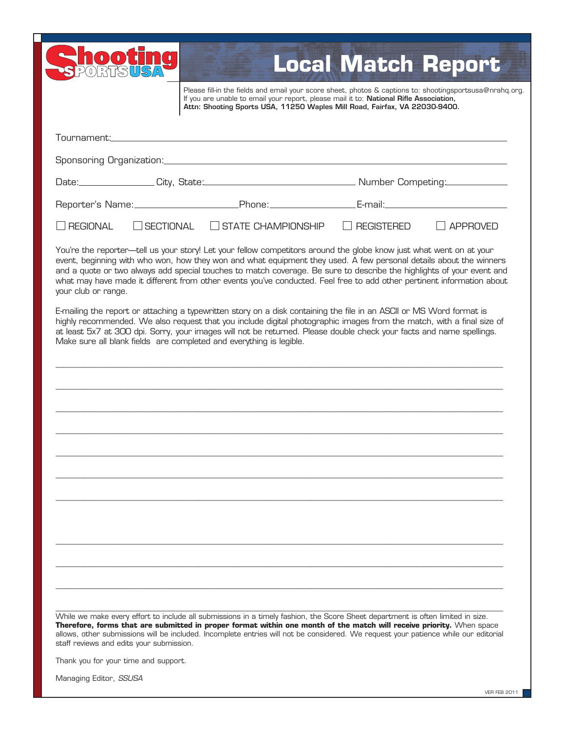# Shooting Sports USA

## Local Match Report

Please fill-in the fields and email your score sheet, photos & captions to: shootingsportsusa@nrahq.org. If you are unable to email your report, please mail it to: **National Rifle Association, Attn: Shooting Sports USA, 11250 Waples Mill Road, Fairfax, VA 22030-9400.**

Tournament: ______________________________________________

Sponsoring Organization: ______________________________________________

Date: ______________ City, State: ____________________________ Number Competing: ____________

Reporter's Name: ____________________ Phone: ________________ E-mail: ______________________

☐ REGIONAL ☐ SECTIONAL ☐ STATE CHAMPIONSHIP ☐ REGISTERED ☐ APPROVED

You're the reporter—tell us your story! Let your fellow competitors around the globe know just what went on at your event, beginning with who won, how they won and what equipment they used. A few personal details about the winners and a quote or two always add special touches to match coverage. Be sure to describe the highlights of your event and what may have made it different from other events you've conducted. Feel free to add other pertinent information about your club or range.

E-mailing the report or attaching a typewritten story on a disk containing the file in an ASCII or MS Word format is highly recommended. We also request that you include digital photographic images from the match, with a final size of at least 5x7 at 300 dpi. Sorry, your images will not be returned. Please double check your facts and name spellings. Make sure all blank fields are completed and everything is legible.

______________________________________________

______________________________________________

______________________________________________

______________________________________________

______________________________________________

______________________________________________

______________________________________________

______________________________________________

______________________________________________

______________________________________________

______________________________________________

While we make every effort to include all submissions in a timely fashion, the Score Sheet department is often limited in size. **Therefore, forms that are submitted in proper format within one month of the match will receive priority.** When space allows, other submissions will be included. Incomplete entries will not be considered. We request your patience while our editorial staff reviews and edits your submission.

Thank you for your time and support.

Managing Editor, *SSUSA*

VER FEB 2011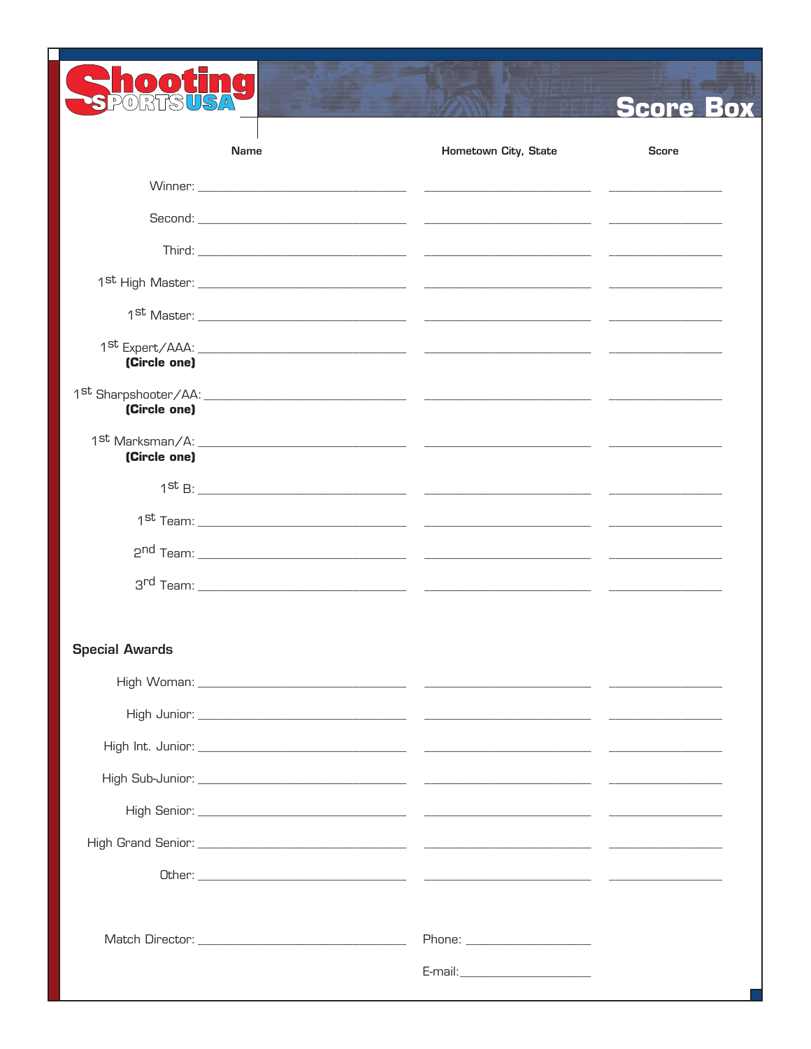# Shooting Sports USA

## Score Box

| | Name | Hometown City, State | Score |
|---|---|---|---|
| Winner: | | | |
| Second: | | | |
| Third: | | | |
| 1st High Master: | | | |
| 1st Master: | | | |
| 1st Expert/AAA: **(Circle one)** | | | |
| 1st Sharpshooter/AA: **(Circle one)** | | | |
| 1st Marksman/A: **(Circle one)** | | | |
| 1st B: | | | |
| 1st Team: | | | |
| 2nd Team: | | | |
| 3rd Team: | | | |

### Special Awards

| | Name | Hometown City, State | Score |
|---|---|---|---|
| High Woman: | | | |
| High Junior: | | | |
| High Int. Junior: | | | |
| High Sub-Junior: | | | |
| High Senior: | | | |
| High Grand Senior: | | | |
| Other: | | | |

Match Director: ______________________ Phone: ______________________

E-mail: ______________________